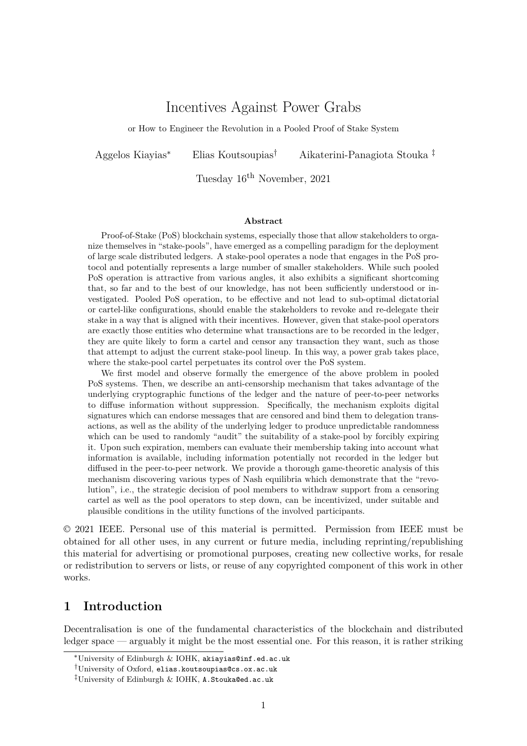# Incentives Against Power Grabs

or How to Engineer the Revolution in a Pooled Proof of Stake System

Aggelos Kiayias[*] Elias Koutsoupias[†] Aikaterini-Panagiota Stouka[‡]

Tuesday $16^{\text{th}}$ November, 2021

### Abstract

Proof-of-Stake (PoS) blockchain systems, especially those that allow stakeholders to organize themselves in "stake-pools", have emerged as a compelling paradigm for the deployment of large scale distributed ledgers. A stake-pool operates a node that engages in the PoS protocol and potentially represents a large number of smaller stakeholders. While such pooled PoS operation is attractive from various angles, it also exhibits a significant shortcoming that, so far and to the best of our knowledge, has not been sufficiently understood or investigated. Pooled PoS operation, to be effective and not lead to sub-optimal dictatorial or cartel-like configurations, should enable the stakeholders to revoke and re-delegate their stake in a way that is aligned with their incentives. However, given that stake-pool operators are exactly those entities who determine what transactions are to be recorded in the ledger, they are quite likely to form a cartel and censor any transaction they want, such as those that attempt to adjust the current stake-pool lineup. In this way, a power grab takes place, where the stake-pool cartel perpetuates its control over the PoS system.

We first model and observe formally the emergence of the above problem in pooled PoS systems. Then, we describe an anti-censorship mechanism that takes advantage of the underlying cryptographic functions of the ledger and the nature of peer-to-peer networks to diffuse information without suppression. Specifically, the mechanism exploits digital signatures which can endorse messages that are censored and bind them to delegation transactions, as well as the ability of the underlying ledger to produce unpredictable randomness which can be used to randomly "audit" the suitability of a stake-pool by forcibly expiring it. Upon such expiration, members can evaluate their membership taking into account what information is available, including information potentially not recorded in the ledger but diffused in the peer-to-peer network. We provide a thorough game-theoretic analysis of this mechanism discovering various types of Nash equilibria which demonstrate that the "revolution", i.e., the strategic decision of pool members to withdraw support from a censoring cartel as well as the pool operators to step down, can be incentivized, under suitable and plausible conditions in the utility functions of the involved participants.

© 2021 IEEE. Personal use of this material is permitted. Permission from IEEE must be obtained for all other uses, in any current or future media, including reprinting/republishing this material for advertising or promotional purposes, creating new collective works, for resale or redistribution to servers or lists, or reuse of any copyrighted component of this work in other works.

## 1 Introduction

Decentralisation is one of the fundamental characteristics of the blockchain and distributed ledger space — arguably it might be the most essential one. For this reason, it is rather striking

---

[*] University of Edinburgh & IOHK, akiayias@inf.ed.ac.uk

[†] University of Oxford, elias.koutsoupias@cs.ox.ac.uk

[‡] University of Edinburgh & IOHK, A.Stouka@ed.ac.uk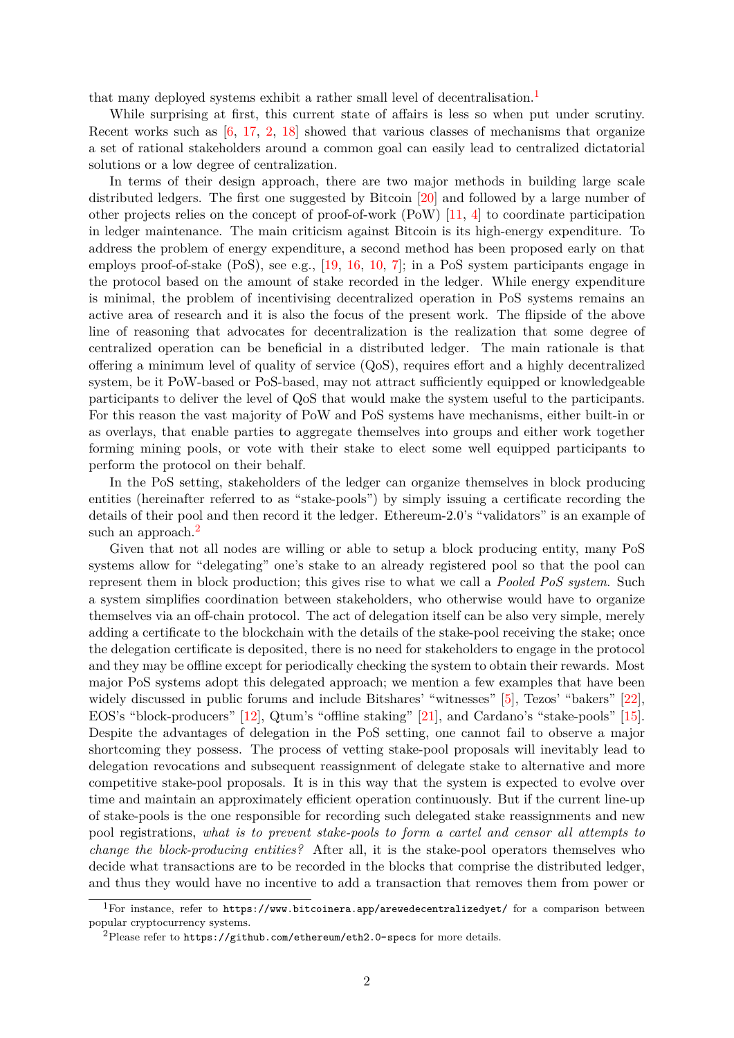that many deployed systems exhibit a rather small level of decentralisation.[1]

While surprising at first, this current state of affairs is less so when put under scrutiny. Recent works such as [6, 17, 2, 18] showed that various classes of mechanisms that organize a set of rational stakeholders around a common goal can easily lead to centralized dictatorial solutions or a low degree of centralization.

In terms of their design approach, there are two major methods in building large scale distributed ledgers. The first one suggested by Bitcoin [20] and followed by a large number of other projects relies on the concept of proof-of-work (PoW) [11, 4] to coordinate participation in ledger maintenance. The main criticism against Bitcoin is its high-energy expenditure. To address the problem of energy expenditure, a second method has been proposed early on that employs proof-of-stake (PoS), see e.g., [19, 16, 10, 7]; in a PoS system participants engage in the protocol based on the amount of stake recorded in the ledger. While energy expenditure is minimal, the problem of incentivising decentralized operation in PoS systems remains an active area of research and it is also the focus of the present work. The flipside of the above line of reasoning that advocates for decentralization is the realization that some degree of centralized operation can be beneficial in a distributed ledger. The main rationale is that offering a minimum level of quality of service (QoS), requires effort and a highly decentralized system, be it PoW-based or PoS-based, may not attract sufficiently equipped or knowledgeable participants to deliver the level of QoS that would make the system useful to the participants. For this reason the vast majority of PoW and PoS systems have mechanisms, either built-in or as overlays, that enable parties to aggregate themselves into groups and either work together forming mining pools, or vote with their stake to elect some well equipped participants to perform the protocol on their behalf.

In the PoS setting, stakeholders of the ledger can organize themselves in block producing entities (hereinafter referred to as "stake-pools") by simply issuing a certificate recording the details of their pool and then record it the ledger. Ethereum-2.0's "validators" is an example of such an approach.[2]

Given that not all nodes are willing or able to setup a block producing entity, many PoS systems allow for "delegating" one's stake to an already registered pool so that the pool can represent them in block production; this gives rise to what we call a *Pooled PoS system*. Such a system simplifies coordination between stakeholders, who otherwise would have to organize themselves via an off-chain protocol. The act of delegation itself can be also very simple, merely adding a certificate to the blockchain with the details of the stake-pool receiving the stake; once the delegation certificate is deposited, there is no need for stakeholders to engage in the protocol and they may be offline except for periodically checking the system to obtain their rewards. Most major PoS systems adopt this delegated approach; we mention a few examples that have been widely discussed in public forums and include Bitshares' "witnesses" [5], Tezos' "bakers" [22], EOS's "block-producers" [12], Qtum's "offline staking" [21], and Cardano's "stake-pools" [15]. Despite the advantages of delegation in the PoS setting, one cannot fail to observe a major shortcoming they possess. The process of vetting stake-pool proposals will inevitably lead to delegation revocations and subsequent reassignment of delegate stake to alternative and more competitive stake-pool proposals. It is in this way that the system is expected to evolve over time and maintain an approximately efficient operation continuously. But if the current line-up of stake-pools is the one responsible for recording such delegated stake reassignments and new pool registrations, *what is to prevent stake-pools to form a cartel and censor all attempts to change the block-producing entities?* After all, it is the stake-pool operators themselves who decide what transactions are to be recorded in the blocks that comprise the distributed ledger, and thus they would have no incentive to add a transaction that removes them from power or

[1] For instance, refer to https://www.bitcoinera.app/arewedecentralizedyet/ for a comparison between popular cryptocurrency systems.

[2] Please refer to https://github.com/ethereum/eth2.0-specs for more details.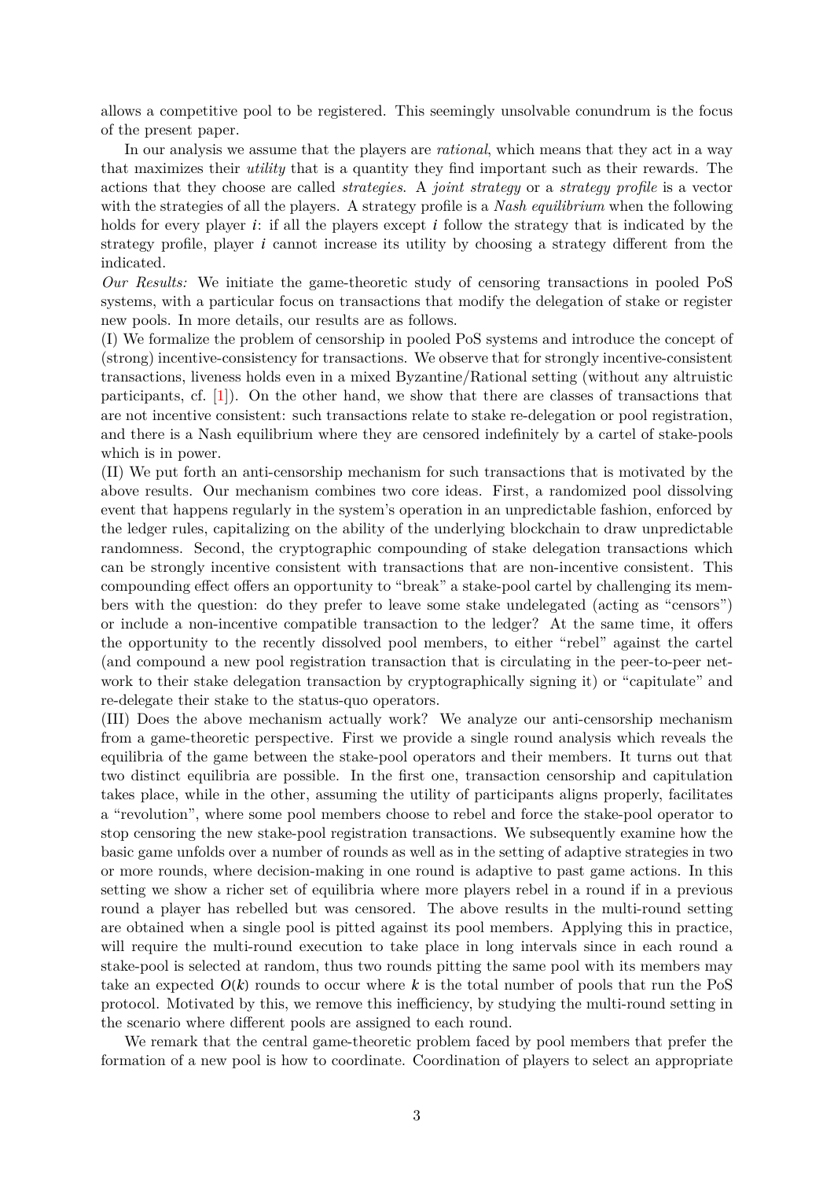allows a competitive pool to be registered. This seemingly unsolvable conundrum is the focus of the present paper.

In our analysis we assume that the players are *rational*, which means that they act in a way that maximizes their *utility* that is a quantity they find important such as their rewards. The actions that they choose are called *strategies*. A *joint strategy* or a *strategy profile* is a vector with the strategies of all the players. A strategy profile is a *Nash equilibrium* when the following holds for every player $i$: if all the players except $i$ follow the strategy that is indicated by the strategy profile, player $i$ cannot increase its utility by choosing a strategy different from the indicated.

*Our Results:* We initiate the game-theoretic study of censoring transactions in pooled PoS systems, with a particular focus on transactions that modify the delegation of stake or register new pools. In more details, our results are as follows.

(I) We formalize the problem of censorship in pooled PoS systems and introduce the concept of (strong) incentive-consistency for transactions. We observe that for strongly incentive-consistent transactions, liveness holds even in a mixed Byzantine/Rational setting (without any altruistic participants, cf. [1]). On the other hand, we show that there are classes of transactions that are not incentive consistent: such transactions relate to stake re-delegation or pool registration, and there is a Nash equilibrium where they are censored indefinitely by a cartel of stake-pools which is in power.

(II) We put forth an anti-censorship mechanism for such transactions that is motivated by the above results. Our mechanism combines two core ideas. First, a randomized pool dissolving event that happens regularly in the system's operation in an unpredictable fashion, enforced by the ledger rules, capitalizing on the ability of the underlying blockchain to draw unpredictable randomness. Second, the cryptographic compounding of stake delegation transactions which can be strongly incentive consistent with transactions that are non-incentive consistent. This compounding effect offers an opportunity to "break" a stake-pool cartel by challenging its members with the question: do they prefer to leave some stake undelegated (acting as "censors") or include a non-incentive compatible transaction to the ledger? At the same time, it offers the opportunity to the recently dissolved pool members, to either "rebel" against the cartel (and compound a new pool registration transaction that is circulating in the peer-to-peer network to their stake delegation transaction by cryptographically signing it) or "capitulate" and re-delegate their stake to the status-quo operators.

(III) Does the above mechanism actually work? We analyze our anti-censorship mechanism from a game-theoretic perspective. First we provide a single round analysis which reveals the equilibria of the game between the stake-pool operators and their members. It turns out that two distinct equilibria are possible. In the first one, transaction censorship and capitulation takes place, while in the other, assuming the utility of participants aligns properly, facilitates a "revolution", where some pool members choose to rebel and force the stake-pool operator to stop censoring the new stake-pool registration transactions. We subsequently examine how the basic game unfolds over a number of rounds as well as in the setting of adaptive strategies in two or more rounds, where decision-making in one round is adaptive to past game actions. In this setting we show a richer set of equilibria where more players rebel in a round if in a previous round a player has rebelled but was censored. The above results in the multi-round setting are obtained when a single pool is pitted against its pool members. Applying this in practice, will require the multi-round execution to take place in long intervals since in each round a stake-pool is selected at random, thus two rounds pitting the same pool with its members may take an expected $O(k)$ rounds to occur where $k$ is the total number of pools that run the PoS protocol. Motivated by this, we remove this inefficiency, by studying the multi-round setting in the scenario where different pools are assigned to each round.

We remark that the central game-theoretic problem faced by pool members that prefer the formation of a new pool is how to coordinate. Coordination of players to select an appropriate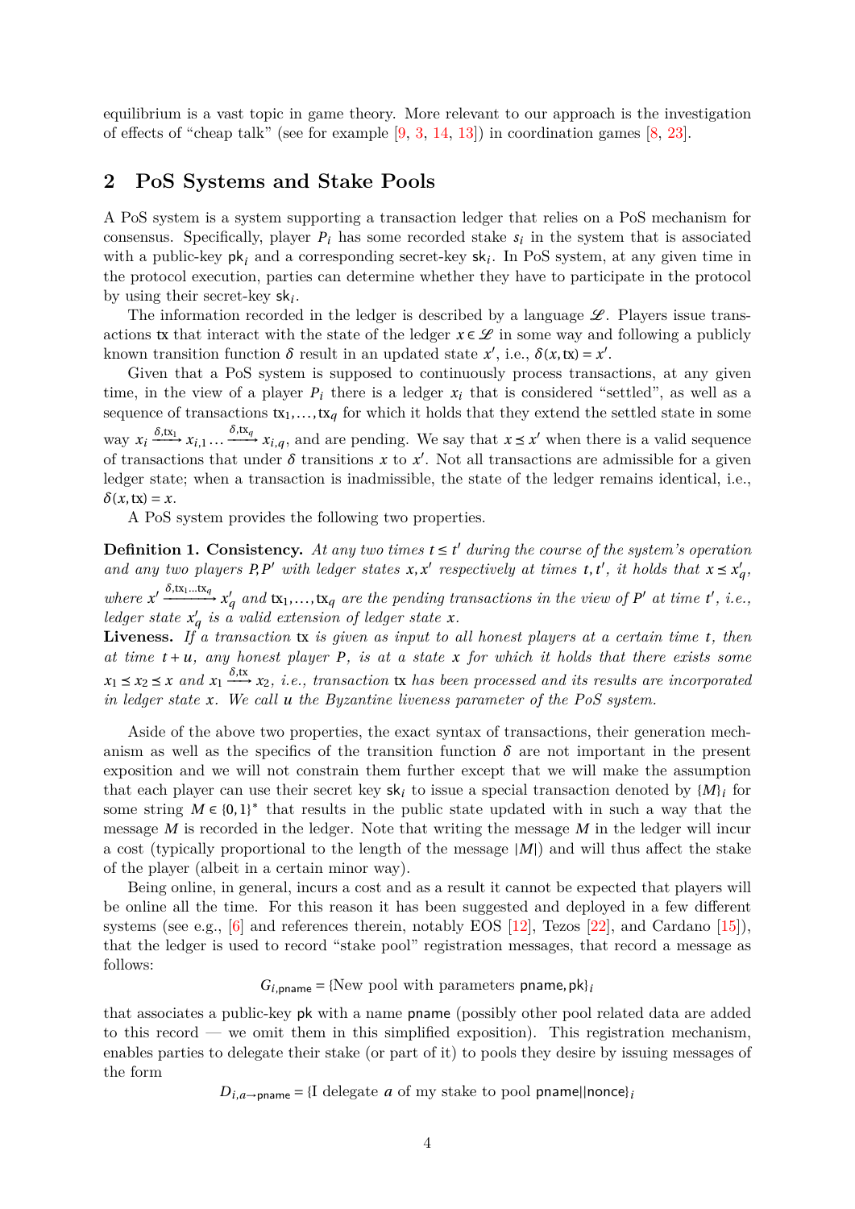equilibrium is a vast topic in game theory. More relevant to our approach is the investigation of effects of "cheap talk" (see for example [9, 3, 14, 13]) in coordination games [8, 23].

## 2 PoS Systems and Stake Pools

A PoS system is a system supporting a transaction ledger that relies on a PoS mechanism for consensus. Specifically, player $P_i$ has some recorded stake $s_i$ in the system that is associated with a public-key $\mathsf{pk}_i$ and a corresponding secret-key $\mathsf{sk}_i$. In PoS system, at any given time in the protocol execution, parties can determine whether they have to participate in the protocol by using their secret-key $\mathsf{sk}_i$.

The information recorded in the ledger is described by a language $\mathscr{L}$. Players issue transactions $\mathsf{tx}$ that interact with the state of the ledger $x \in \mathscr{L}$ in some way and following a publicly known transition function $\delta$ result in an updated state $x'$, i.e., $\delta(x, \mathsf{tx}) = x'$.

Given that a PoS system is supposed to continuously process transactions, at any given time, in the view of a player $P_i$ there is a ledger $x_i$ that is considered "settled", as well as a sequence of transactions $\mathsf{tx}_1, \ldots, \mathsf{tx}_q$ for which it holds that they extend the settled state in some way $x_i \xrightarrow{\delta, \mathsf{tx}_1} x_{i,1} \ldots \xrightarrow{\delta, \mathsf{tx}_q} x_{i,q}$, and are pending. We say that $x \preceq x'$ when there is a valid sequence of transactions that under $\delta$ transitions $x$ to $x'$. Not all transactions are admissible for a given ledger state; when a transaction is inadmissible, the state of the ledger remains identical, i.e., $\delta(x, \mathsf{tx}) = x$.

A PoS system provides the following two properties.

**Definition 1. Consistency.** *At any two times $t \leq t'$ during the course of the system's operation and any two players $P, P'$ with ledger states $x, x'$ respectively at times $t, t'$, it holds that $x \preceq x'_q$, where $x' \xrightarrow{\delta, \mathsf{tx}_1 \ldots \mathsf{tx}_q} x'_q$ and $\mathsf{tx}_1, \ldots, \mathsf{tx}_q$ are the pending transactions in the view of $P'$ at time $t'$, i.e., ledger state $x'_q$ is a valid extension of ledger state $x$.*
**Liveness.** *If a transaction $\mathsf{tx}$ is given as input to all honest players at a certain time $t$, then at time $t + u$, any honest player $P$, is at a state $x$ for which it holds that there exists some $x_1 \preceq x_2 \preceq x$ and $x_1 \xrightarrow{\delta, \mathsf{tx}} x_2$, i.e., transaction $\mathsf{tx}$ has been processed and its results are incorporated in ledger state $x$. We call $u$ the Byzantine liveness parameter of the PoS system.*

Aside of the above two properties, the exact syntax of transactions, their generation mechanism as well as the specifics of the transition function $\delta$ are not important in the present exposition and we will not constrain them further except that we will make the assumption that each player can use their secret key $\mathsf{sk}_i$ to issue a special transaction denoted by $\{M\}_i$ for some string $M \in \{0,1\}^*$ that results in the public state updated with in such a way that the message $M$ is recorded in the ledger. Note that writing the message $M$ in the ledger will incur a cost (typically proportional to the length of the message $|M|$) and will thus affect the stake of the player (albeit in a certain minor way).

Being online, in general, incurs a cost and as a result it cannot be expected that players will be online all the time. For this reason it has been suggested and deployed in a few different systems (see e.g., [6] and references therein, notably EOS [12], Tezos [22], and Cardano [15]), that the ledger is used to record "stake pool" registration messages, that record a message as follows:

$$G_{i,\mathsf{pname}} = \{\text{New pool with parameters } \mathsf{pname}, \mathsf{pk}\}_i$$

that associates a public-key $\mathsf{pk}$ with a name $\mathsf{pname}$ (possibly other pool related data are added to this record — we omit them in this simplified exposition). This registration mechanism, enables parties to delegate their stake (or part of it) to pools they desire by issuing messages of the form

$$D_{i,a \to \mathsf{pname}} = \{\text{I delegate } a \text{ of my stake to pool } \mathsf{pname}||\mathsf{nonce}\}_i$$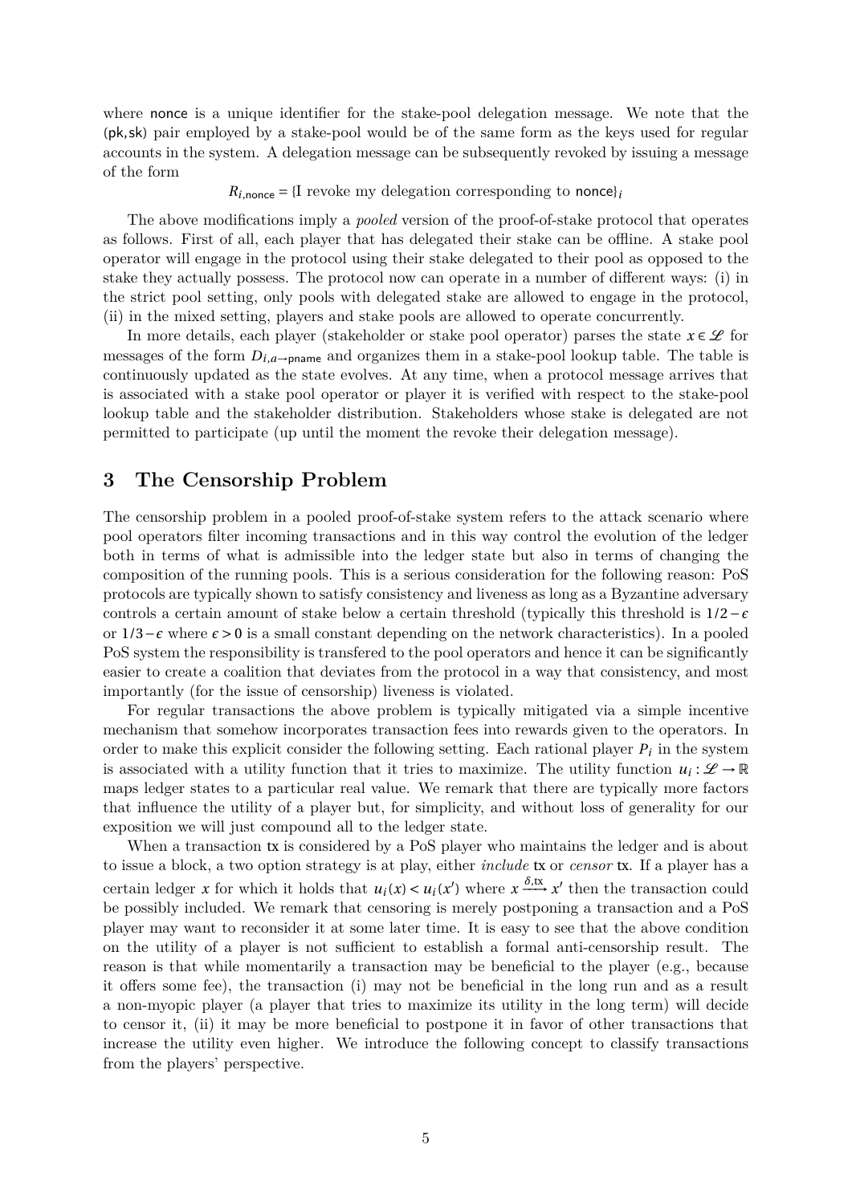where nonce is a unique identifier for the stake-pool delegation message. We note that the (pk, sk) pair employed by a stake-pool would be of the same form as the keys used for regular accounts in the system. A delegation message can be subsequently revoked by issuing a message of the form

$$R_{i,\mathsf{nonce}} = \{\text{I revoke my delegation corresponding to } \mathsf{nonce}\}_i$$

The above modifications imply a *pooled* version of the proof-of-stake protocol that operates as follows. First of all, each player that has delegated their stake can be offline. A stake pool operator will engage in the protocol using their stake delegated to their pool as opposed to the stake they actually possess. The protocol now can operate in a number of different ways: (i) in the strict pool setting, only pools with delegated stake are allowed to engage in the protocol, (ii) in the mixed setting, players and stake pools are allowed to operate concurrently.

In more details, each player (stakeholder or stake pool operator) parses the state $x \in \mathcal{L}$ for messages of the form $D_{i,a\to\mathsf{pname}}$ and organizes them in a stake-pool lookup table. The table is continuously updated as the state evolves. At any time, when a protocol message arrives that is associated with a stake pool operator or player it is verified with respect to the stake-pool lookup table and the stakeholder distribution. Stakeholders whose stake is delegated are not permitted to participate (up until the moment the revoke their delegation message).

## 3 The Censorship Problem

The censorship problem in a pooled proof-of-stake system refers to the attack scenario where pool operators filter incoming transactions and in this way control the evolution of the ledger both in terms of what is admissible into the ledger state but also in terms of changing the composition of the running pools. This is a serious consideration for the following reason: PoS protocols are typically shown to satisfy consistency and liveness as long as a Byzantine adversary controls a certain amount of stake below a certain threshold (typically this threshold is $1/2-\epsilon$ or $1/3-\epsilon$ where $\epsilon > 0$ is a small constant depending on the network characteristics). In a pooled PoS system the responsibility is transfered to the pool operators and hence it can be significantly easier to create a coalition that deviates from the protocol in a way that consistency, and most importantly (for the issue of censorship) liveness is violated.

For regular transactions the above problem is typically mitigated via a simple incentive mechanism that somehow incorporates transaction fees into rewards given to the operators. In order to make this explicit consider the following setting. Each rational player $P_i$ in the system is associated with a utility function that it tries to maximize. The utility function $u_i : \mathcal{L} \to \mathbb{R}$ maps ledger states to a particular real value. We remark that there are typically more factors that influence the utility of a player but, for simplicity, and without loss of generality for our exposition we will just compound all to the ledger state.

When a transaction tx is considered by a PoS player who maintains the ledger and is about to issue a block, a two option strategy is at play, either *include* tx or *censor* tx. If a player has a certain ledger $x$ for which it holds that $u_i(x) < u_i(x')$ where $x \xrightarrow{\delta,\mathsf{tx}} x'$ then the transaction could be possibly included. We remark that censoring is merely postponing a transaction and a PoS player may want to reconsider it at some later time. It is easy to see that the above condition on the utility of a player is not sufficient to establish a formal anti-censorship result. The reason is that while momentarily a transaction may be beneficial to the player (e.g., because it offers some fee), the transaction (i) may not be beneficial in the long run and as a result a non-myopic player (a player that tries to maximize its utility in the long term) will decide to censor it, (ii) it may be more beneficial to postpone it in favor of other transactions that increase the utility even higher. We introduce the following concept to classify transactions from the players' perspective.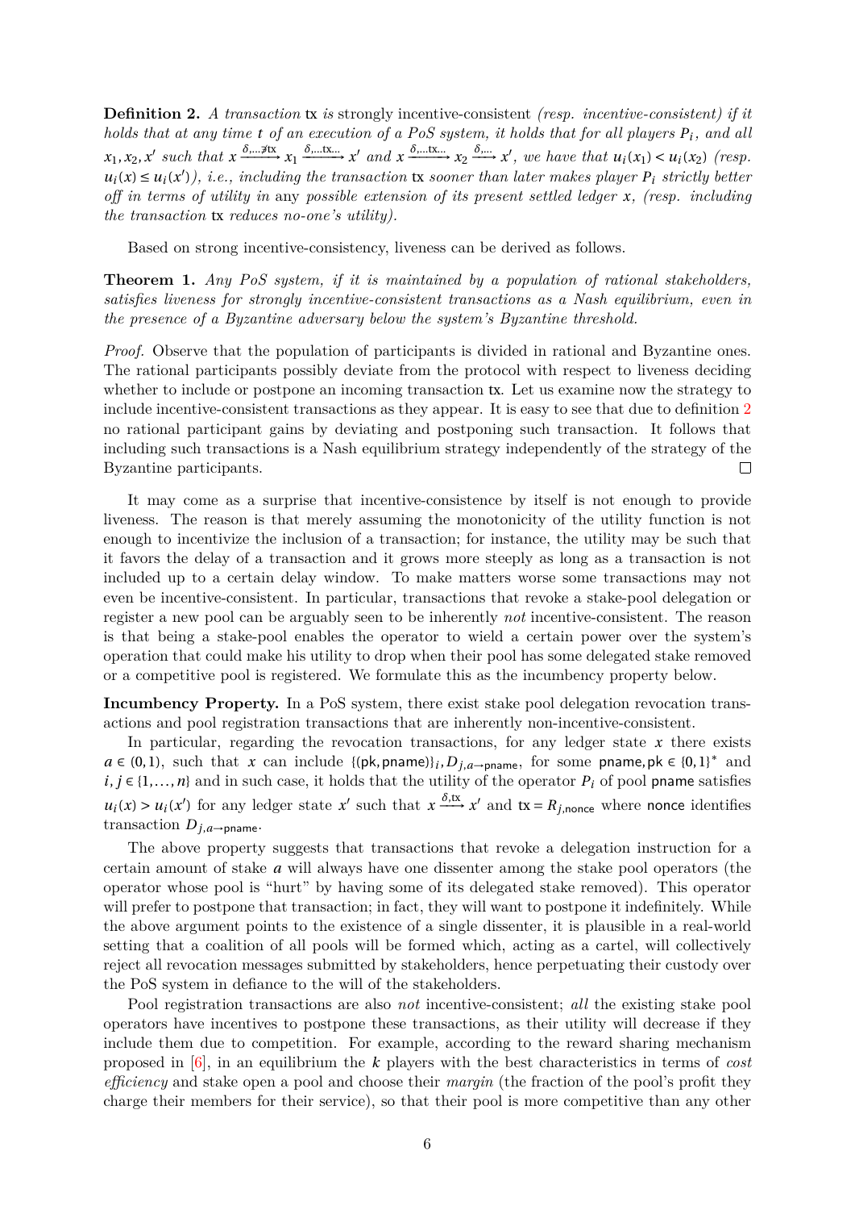**Definition 2.** *A transaction* tx *is* strongly incentive-consistent *(resp. incentive-consistent) if it holds that at any time $t$ of an execution of a PoS system, it holds that for all players $P_i$, and all $x_1, x_2, x'$ such that $x \xrightarrow{\delta,\ldots\not\ni\mathsf{tx}} x_1 \xrightarrow{\delta,\ldots\mathsf{tx}\ldots} x'$ and $x \xrightarrow{\delta,\ldots\mathsf{tx}\ldots} x_2 \xrightarrow{\delta,\ldots} x'$, we have that $u_i(x_1) < u_i(x_2)$ (resp. $u_i(x) \leq u_i(x')$), i.e., including the transaction* tx *sooner than later makes player $P_i$ strictly better off in terms of utility in* any *possible extension of its present settled ledger $x$, (resp. including the transaction* tx *reduces no-one's utility).*

Based on strong incentive-consistency, liveness can be derived as follows.

**Theorem 1.** *Any PoS system, if it is maintained by a population of rational stakeholders, satisfies liveness for strongly incentive-consistent transactions as a Nash equilibrium, even in the presence of a Byzantine adversary below the system's Byzantine threshold.*

*Proof.* Observe that the population of participants is divided in rational and Byzantine ones. The rational participants possibly deviate from the protocol with respect to liveness deciding whether to include or postpone an incoming transaction tx. Let us examine now the strategy to include incentive-consistent transactions as they appear. It is easy to see that due to definition 2 no rational participant gains by deviating and postponing such transaction. It follows that including such transactions is a Nash equilibrium strategy independently of the strategy of the Byzantine participants. □

It may come as a surprise that incentive-consistence by itself is not enough to provide liveness. The reason is that merely assuming the monotonicity of the utility function is not enough to incentivize the inclusion of a transaction; for instance, the utility may be such that it favors the delay of a transaction and it grows more steeply as long as a transaction is not included up to a certain delay window. To make matters worse some transactions may not even be incentive-consistent. In particular, transactions that revoke a stake-pool delegation or register a new pool can be arguably seen to be inherently *not* incentive-consistent. The reason is that being a stake-pool enables the operator to wield a certain power over the system's operation that could make his utility to drop when their pool has some delegated stake removed or a competitive pool is registered. We formulate this as the incumbency property below.

**Incumbency Property.** In a PoS system, there exist stake pool delegation revocation transactions and pool registration transactions that are inherently non-incentive-consistent.

In particular, regarding the revocation transactions, for any ledger state $x$ there exists $a \in (0,1)$, such that $x$ can include $\{(\mathsf{pk}, \mathsf{pname})\}_i, D_{j,a\to\mathsf{pname}}$, for some $\mathsf{pname}, \mathsf{pk} \in \{0,1\}^*$ and $i, j \in \{1, \ldots, n\}$ and in such case, it holds that the utility of the operator $P_i$ of pool pname satisfies $u_i(x) > u_i(x')$ for any ledger state $x'$ such that $x \xrightarrow{\delta,\mathsf{tx}} x'$ and $\mathsf{tx} = R_{j,\mathsf{nonce}}$ where nonce identifies transaction $D_{j,a\to\mathsf{pname}}$.

The above property suggests that transactions that revoke a delegation instruction for a certain amount of stake $a$ will always have one dissenter among the stake pool operators (the operator whose pool is "hurt" by having some of its delegated stake removed). This operator will prefer to postpone that transaction; in fact, they will want to postpone it indefinitely. While the above argument points to the existence of a single dissenter, it is plausible in a real-world setting that a coalition of all pools will be formed which, acting as a cartel, will collectively reject all revocation messages submitted by stakeholders, hence perpetuating their custody over the PoS system in defiance to the will of the stakeholders.

Pool registration transactions are also *not* incentive-consistent; *all* the existing stake pool operators have incentives to postpone these transactions, as their utility will decrease if they include them due to competition. For example, according to the reward sharing mechanism proposed in [6], in an equilibrium the $k$ players with the best characteristics in terms of *cost efficiency* and stake open a pool and choose their *margin* (the fraction of the pool's profit they charge their members for their service), so that their pool is more competitive than any other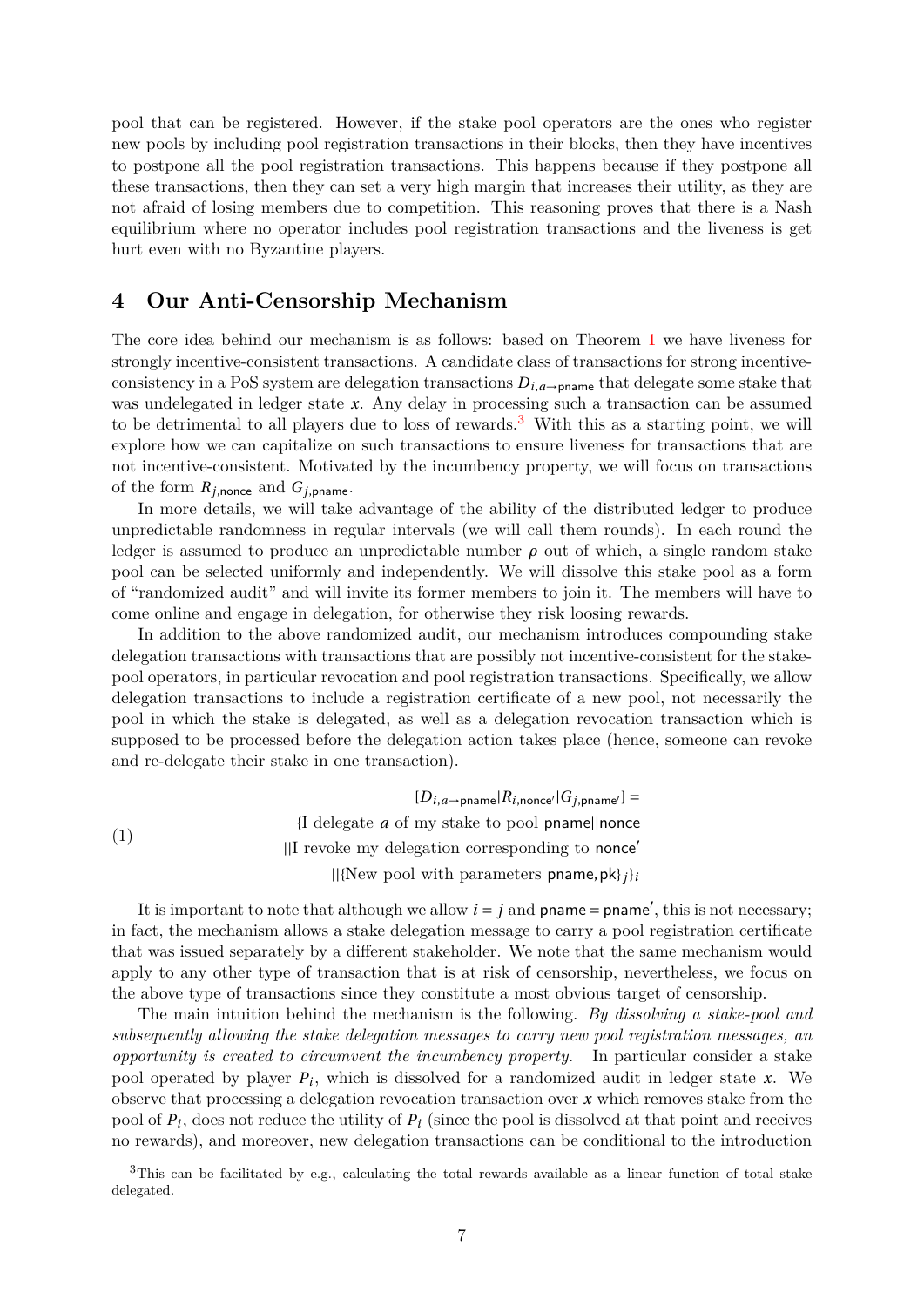pool that can be registered. However, if the stake pool operators are the ones who register new pools by including pool registration transactions in their blocks, then they have incentives to postpone all the pool registration transactions. This happens because if they postpone all these transactions, then they can set a very high margin that increases their utility, as they are not afraid of losing members due to competition. This reasoning proves that there is a Nash equilibrium where no operator includes pool registration transactions and the liveness is get hurt even with no Byzantine players.

## 4 Our Anti-Censorship Mechanism

The core idea behind our mechanism is as follows: based on Theorem 1 we have liveness for strongly incentive-consistent transactions. A candidate class of transactions for strong incentive-consistency in a PoS system are delegation transactions $D_{i,a \to \mathsf{pname}}$ that delegate some stake that was undelegated in ledger state $x$. Any delay in processing such a transaction can be assumed to be detrimental to all players due to loss of rewards.[3] With this as a starting point, we will explore how we can capitalize on such transactions to ensure liveness for transactions that are not incentive-consistent. Motivated by the incumbency property, we will focus on transactions of the form $R_{j,\mathsf{nonce}}$ and $G_{j,\mathsf{pname}}$.

In more details, we will take advantage of the ability of the distributed ledger to produce unpredictable randomness in regular intervals (we will call them rounds). In each round the ledger is assumed to produce an unpredictable number $\rho$ out of which, a single random stake pool can be selected uniformly and independently. We will dissolve this stake pool as a form of "randomized audit" and will invite its former members to join it. The members will have to come online and engage in delegation, for otherwise they risk loosing rewards.

In addition to the above randomized audit, our mechanism introduces compounding stake delegation transactions with transactions that are possibly not incentive-consistent for the stake-pool operators, in particular revocation and pool registration transactions. Specifically, we allow delegation transactions to include a registration certificate of a new pool, not necessarily the pool in which the stake is delegated, as well as a delegation revocation transaction which is supposed to be processed before the delegation action takes place (hence, someone can revoke and re-delegate their stake in one transaction).

$$
\begin{aligned}
[D_{i,a \to \mathsf{pname}} | R_{i,\mathsf{nonce}'} | G_{j,\mathsf{pname}'}] = \\
\{\text{I delegate } a \text{ of my stake to pool } \mathsf{pname} || \mathsf{nonce} \\
|| \text{I revoke my delegation corresponding to } \mathsf{nonce}' \\
|| \{\text{New pool with parameters } \mathsf{pname}, \mathsf{pk}\}_j\}_i
\end{aligned}
\tag{1}
$$

It is important to note that although we allow $i = j$ and $\mathsf{pname} = \mathsf{pname}'$, this is not necessary; in fact, the mechanism allows a stake delegation message to carry a pool registration certificate that was issued separately by a different stakeholder. We note that the same mechanism would apply to any other type of transaction that is at risk of censorship, nevertheless, we focus on the above type of transactions since they constitute a most obvious target of censorship.

The main intuition behind the mechanism is the following. *By dissolving a stake-pool and subsequently allowing the stake delegation messages to carry new pool registration messages, an opportunity is created to circumvent the incumbency property.* In particular consider a stake pool operated by player $P_i$, which is dissolved for a randomized audit in ledger state $x$. We observe that processing a delegation revocation transaction over $x$ which removes stake from the pool of $P_i$, does not reduce the utility of $P_i$ (since the pool is dissolved at that point and receives no rewards), and moreover, new delegation transactions can be conditional to the introduction

[3] This can be facilitated by e.g., calculating the total rewards available as a linear function of total stake delegated.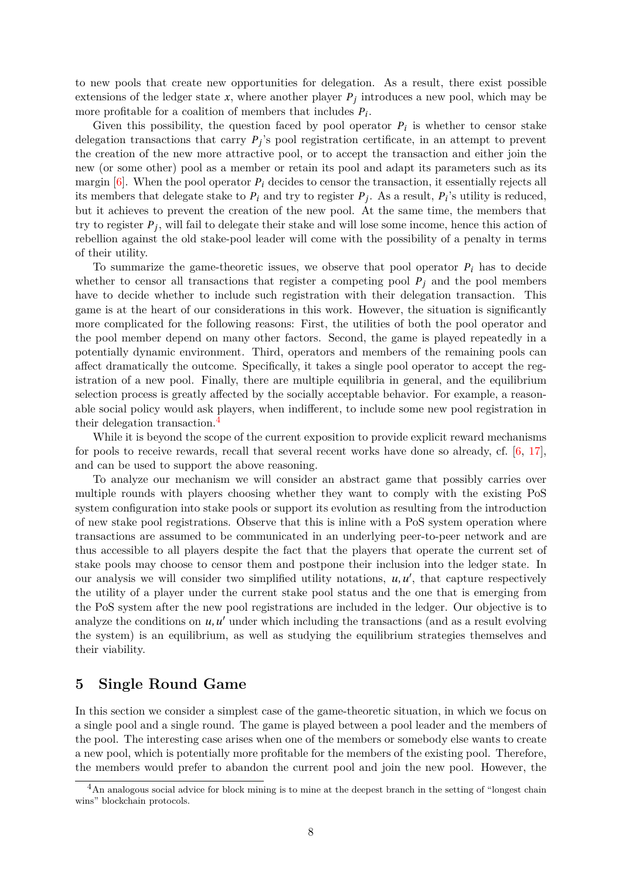to new pools that create new opportunities for delegation. As a result, there exist possible extensions of the ledger state $x$, where another player $P_j$ introduces a new pool, which may be more profitable for a coalition of members that includes $P_i$.

Given this possibility, the question faced by pool operator $P_i$ is whether to censor stake delegation transactions that carry $P_j$'s pool registration certificate, in an attempt to prevent the creation of the new more attractive pool, or to accept the transaction and either join the new (or some other) pool as a member or retain its pool and adapt its parameters such as its margin [6]. When the pool operator $P_i$ decides to censor the transaction, it essentially rejects all its members that delegate stake to $P_i$ and try to register $P_j$. As a result, $P_i$'s utility is reduced, but it achieves to prevent the creation of the new pool. At the same time, the members that try to register $P_j$, will fail to delegate their stake and will lose some income, hence this action of rebellion against the old stake-pool leader will come with the possibility of a penalty in terms of their utility.

To summarize the game-theoretic issues, we observe that pool operator $P_i$ has to decide whether to censor all transactions that register a competing pool $P_j$ and the pool members have to decide whether to include such registration with their delegation transaction. This game is at the heart of our considerations in this work. However, the situation is significantly more complicated for the following reasons: First, the utilities of both the pool operator and the pool member depend on many other factors. Second, the game is played repeatedly in a potentially dynamic environment. Third, operators and members of the remaining pools can affect dramatically the outcome. Specifically, it takes a single pool operator to accept the registration of a new pool. Finally, there are multiple equilibria in general, and the equilibrium selection process is greatly affected by the socially acceptable behavior. For example, a reasonable social policy would ask players, when indifferent, to include some new pool registration in their delegation transaction.[4]

While it is beyond the scope of the current exposition to provide explicit reward mechanisms for pools to receive rewards, recall that several recent works have done so already, cf. [6, 17], and can be used to support the above reasoning.

To analyze our mechanism we will consider an abstract game that possibly carries over multiple rounds with players choosing whether they want to comply with the existing PoS system configuration into stake pools or support its evolution as resulting from the introduction of new stake pool registrations. Observe that this is inline with a PoS system operation where transactions are assumed to be communicated in an underlying peer-to-peer network and are thus accessible to all players despite the fact that the players that operate the current set of stake pools may choose to censor them and postpone their inclusion into the ledger state. In our analysis we will consider two simplified utility notations, $u, u'$, that capture respectively the utility of a player under the current stake pool status and the one that is emerging from the PoS system after the new pool registrations are included in the ledger. Our objective is to analyze the conditions on $u, u'$ under which including the transactions (and as a result evolving the system) is an equilibrium, as well as studying the equilibrium strategies themselves and their viability.

## 5 Single Round Game

In this section we consider a simplest case of the game-theoretic situation, in which we focus on a single pool and a single round. The game is played between a pool leader and the members of the pool. The interesting case arises when one of the members or somebody else wants to create a new pool, which is potentially more profitable for the members of the existing pool. Therefore, the members would prefer to abandon the current pool and join the new pool. However, the

[4] An analogous social advice for block mining is to mine at the deepest branch in the setting of "longest chain wins" blockchain protocols.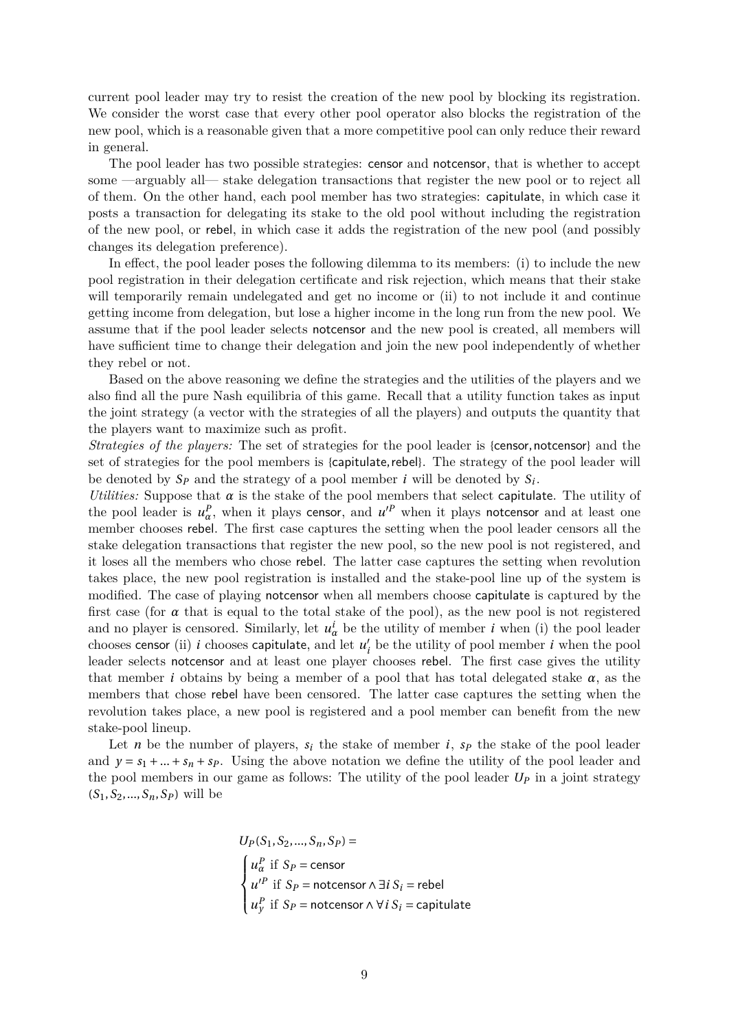current pool leader may try to resist the creation of the new pool by blocking its registration. We consider the worst case that every other pool operator also blocks the registration of the new pool, which is a reasonable given that a more competitive pool can only reduce their reward in general.

The pool leader has two possible strategies: censor and notcensor, that is whether to accept some —arguably all— stake delegation transactions that register the new pool or to reject all of them. On the other hand, each pool member has two strategies: capitulate, in which case it posts a transaction for delegating its stake to the old pool without including the registration of the new pool, or rebel, in which case it adds the registration of the new pool (and possibly changes its delegation preference).

In effect, the pool leader poses the following dilemma to its members: (i) to include the new pool registration in their delegation certificate and risk rejection, which means that their stake will temporarily remain undelegated and get no income or (ii) to not include it and continue getting income from delegation, but lose a higher income in the long run from the new pool. We assume that if the pool leader selects notcensor and the new pool is created, all members will have sufficient time to change their delegation and join the new pool independently of whether they rebel or not.

Based on the above reasoning we define the strategies and the utilities of the players and we also find all the pure Nash equilibria of this game. Recall that a utility function takes as input the joint strategy (a vector with the strategies of all the players) and outputs the quantity that the players want to maximize such as profit.

*Strategies of the players:* The set of strategies for the pool leader is $\{\text{censor}, \text{notcensor}\}$ and the set of strategies for the pool members is $\{\text{capitulate}, \text{rebel}\}$. The strategy of the pool leader will be denoted by $S_P$ and the strategy of a pool member $i$ will be denoted by $S_i$.

*Utilities:* Suppose that $\alpha$ is the stake of the pool members that select capitulate. The utility of the pool leader is $u^P_\alpha$, when it plays censor, and $u'^P$ when it plays notcensor and at least one member chooses rebel. The first case captures the setting when the pool leader censors all the stake delegation transactions that register the new pool, so the new pool is not registered, and it loses all the members who chose rebel. The latter case captures the setting when revolution takes place, the new pool registration is installed and the stake-pool line up of the system is modified. The case of playing notcensor when all members choose capitulate is captured by the first case (for $\alpha$ that is equal to the total stake of the pool), as the new pool is not registered and no player is censored. Similarly, let $u^i_\alpha$ be the utility of member $i$ when (i) the pool leader chooses censor (ii) $i$ chooses capitulate, and let $u'_i$ be the utility of pool member $i$ when the pool leader selects notcensor and at least one player chooses rebel. The first case gives the utility that member $i$ obtains by being a member of a pool that has total delegated stake $\alpha$, as the members that chose rebel have been censored. The latter case captures the setting when the revolution takes place, a new pool is registered and a pool member can benefit from the new stake-pool lineup.

Let $n$ be the number of players, $s_i$ the stake of member $i$, $s_P$ the stake of the pool leader and $y = s_1 + \ldots + s_n + s_P$. Using the above notation we define the utility of the pool leader and the pool members in our game as follows: The utility of the pool leader $U_P$ in a joint strategy $(S_1, S_2, \ldots, S_n, S_P)$ will be

$$
U_P(S_1, S_2, \ldots, S_n, S_P) =
\begin{cases}
u^P_\alpha \text{ if } S_P = \text{censor} \\
u'^P \text{ if } S_P = \text{notcensor} \land \exists i \; S_i = \text{rebel} \\
u^P_y \text{ if } S_P = \text{notcensor} \land \forall i \; S_i = \text{capitulate}
\end{cases}
$$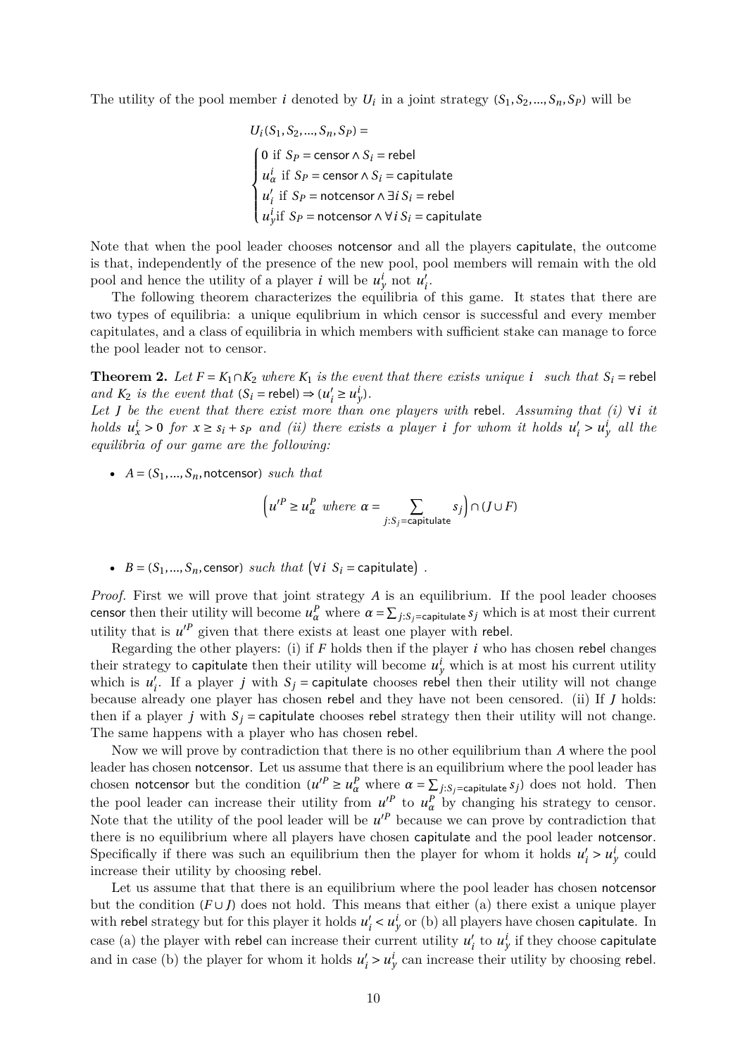The utility of the pool member $i$ denoted by $U_i$ in a joint strategy $(S_1, S_2, ..., S_n, S_P)$ will be

$$
U_i(S_1, S_2, ..., S_n, S_P) =
\begin{cases}
0 \text{ if } S_P = \mathsf{censor} \wedge S_i = \mathsf{rebel} \\
u^i_\alpha \text{ if } S_P = \mathsf{censor} \wedge S_i = \mathsf{capitulate} \\
u'_i \text{ if } S_P = \mathsf{notcensor} \wedge \exists i\, S_i = \mathsf{rebel} \\
u^i_y \text{if } S_P = \mathsf{notcensor} \wedge \forall i\, S_i = \mathsf{capitulate}
\end{cases}
$$

Note that when the pool leader chooses notcensor and all the players capitulate, the outcome is that, independently of the presence of the new pool, pool members will remain with the old pool and hence the utility of a player $i$ will be $u^i_y$ not $u'_i$.

The following theorem characterizes the equilibria of this game. It states that there are two types of equilibria: a unique equlibrium in which censor is successful and every member capitulates, and a class of equilibria in which members with sufficient stake can manage to force the pool leader not to censor.

**Theorem 2.** *Let $F = K_1 \cap K_2$ where $K_1$ is the event that there exists unique $i$ such that $S_i = \mathsf{rebel}$ and $K_2$ is the event that $(S_i = \mathsf{rebel}) \Rightarrow (u'_i \geq u^i_y)$.*
*Let $J$ be the event that there exist more than one players with rebel. Assuming that (i) $\forall i$ it holds $u^i_x > 0$ for $x \geq s_i + s_P$ and (ii) there exists a player $i$ for whom it holds $u'_i > u^i_y$ all the equilibria of our game are the following:*

- $A = (S_1, ..., S_n, \mathsf{notcensor})$ *such that*

$$
\left(u'^P \geq u^P_\alpha \text{ where } \alpha = \sum_{j:S_j = \mathsf{capitulate}} s_j\right) \cap (J \cup F)
$$

- $B = (S_1, ..., S_n, \mathsf{censor})$ *such that* $(\forall i\ S_i = \mathsf{capitulate})$ .

*Proof.* First we will prove that joint strategy $A$ is an equilibrium. If the pool leader chooses censor then their utility will become $u^P_\alpha$ where $\alpha = \sum_{j:S_j=\mathsf{capitulate}} s_j$ which is at most their current utility that is $u'^P$ given that there exists at least one player with rebel.

Regarding the other players: (i) if $F$ holds then if the player $i$ who has chosen rebel changes their strategy to capitulate then their utility will become $u^i_y$ which is at most his current utility which is $u'_i$. If a player $j$ with $S_j = \mathsf{capitulate}$ chooses rebel then their utility will not change because already one player has chosen rebel and they have not been censored. (ii) If $J$ holds: then if a player $j$ with $S_j = \mathsf{capitulate}$ chooses rebel strategy then their utility will not change. The same happens with a player who has chosen rebel.

Now we will prove by contradiction that there is no other equilibrium than $A$ where the pool leader has chosen notcensor. Let us assume that there is an equilibrium where the pool leader has chosen notcensor but the condition ($u'^P \geq u^P_\alpha$ where $\alpha = \sum_{j:S_j=\mathsf{capitulate}} s_j$) does not hold. Then the pool leader can increase their utility from $u'^P$ to $u^P_\alpha$ by changing his strategy to censor. Note that the utility of the pool leader will be $u'^P$ because we can prove by contradiction that there is no equilibrium where all players have chosen capitulate and the pool leader notcensor. Specifically if there was such an equilibrium then the player for whom it holds $u'_i > u^i_y$ could increase their utility by choosing rebel.

Let us assume that that there is an equilibrium where the pool leader has chosen notcensor but the condition $(F \cup J)$ does not hold. This means that either (a) there exist a unique player with rebel strategy but for this player it holds $u'_i < u^i_y$ or (b) all players have chosen capitulate. In case (a) the player with rebel can increase their current utility $u'_i$ to $u^i_y$ if they choose capitulate and in case (b) the player for whom it holds $u'_i > u^i_y$ can increase their utility by choosing rebel.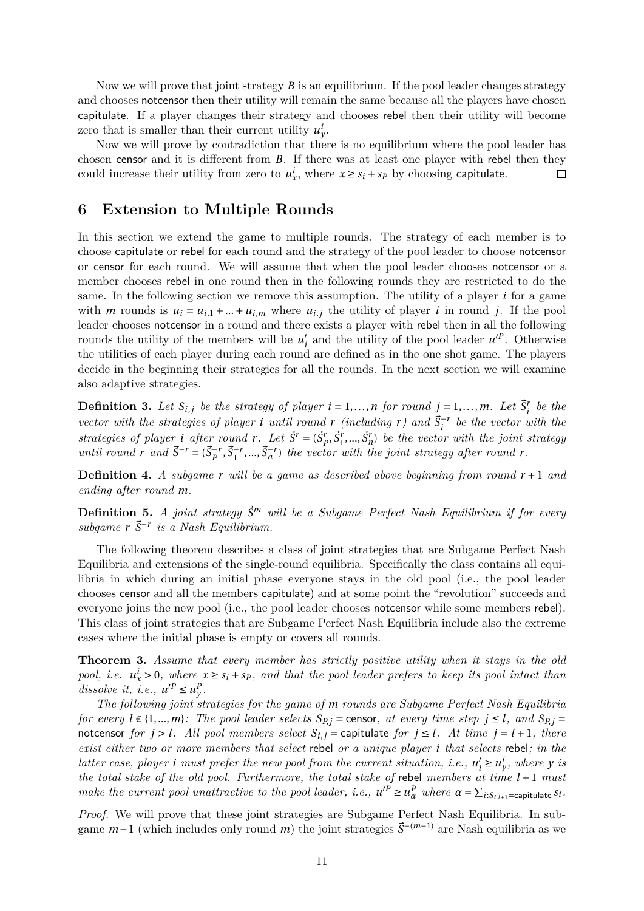Now we will prove that joint strategy $B$ is an equilibrium. If the pool leader changes strategy and chooses notcensor then their utility will remain the same because all the players have chosen capitulate. If a player changes their strategy and chooses rebel then their utility will become zero that is smaller than their current utility $u^i_y$.

Now we will prove by contradiction that there is no equilibrium where the pool leader has chosen censor and it is different from $B$. If there was at least one player with rebel then they could increase their utility from zero to $u^i_x$, where $x \geq s_i + s_P$ by choosing capitulate. □

## 6 Extension to Multiple Rounds

In this section we extend the game to multiple rounds. The strategy of each member is to choose capitulate or rebel for each round and the strategy of the pool leader to choose notcensor or censor for each round. We will assume that when the pool leader chooses notcensor or a member chooses rebel in one round then in the following rounds they are restricted to do the same. In the following section we remove this assumption. The utility of a player $i$ for a game with $m$ rounds is $u_i = u_{i,1} + \ldots + u_{i,m}$ where $u_{i,j}$ the utility of player $i$ in round $j$. If the pool leader chooses notcensor in a round and there exists a player with rebel then in all the following rounds the utility of the members will be $u'_i$ and the utility of the pool leader $u'^P$. Otherwise the utilities of each player during each round are defined as in the one shot game. The players decide in the beginning their strategies for all the rounds. In the next section we will examine also adaptive strategies.

**Definition 3.** *Let $S_{i,j}$ be the strategy of player $i = 1, \ldots, n$ for round $j = 1, \ldots, m$. Let $\vec{S}^r_i$ be the vector with the strategies of player $i$ until round $r$ (including $r$) and $\vec{S}^{-r}_i$ be the vector with the strategies of player $i$ after round $r$. Let $\vec{S}^r = (\vec{S}^r_P, \vec{S}^r_1, \ldots, \vec{S}^r_n)$ be the vector with the joint strategy until round $r$ and $\vec{S}^{-r} = (\vec{S}^{-r}_P, \vec{S}^{-r}_1, \ldots, \vec{S}^{-r}_n)$ the vector with the joint strategy after round $r$.*

**Definition 4.** *A subgame $r$ will be a game as described above beginning from round $r+1$ and ending after round $m$.*

**Definition 5.** *A joint strategy $\vec{S}^m$ will be a Subgame Perfect Nash Equilibrium if for every subgame $r$ $\vec{S}^{-r}$ is a Nash Equilibrium.*

The following theorem describes a class of joint strategies that are Subgame Perfect Nash Equilibria and extensions of the single-round equilibria. Specifically the class contains all equilibria in which during an initial phase everyone stays in the old pool (i.e., the pool leader chooses censor and all the members capitulate) and at some point the "revolution" succeeds and everyone joins the new pool (i.e., the pool leader chooses notcensor while some members rebel). This class of joint strategies that are Subgame Perfect Nash Equilibria include also the extreme cases where the initial phase is empty or covers all rounds.

**Theorem 3.** *Assume that every member has strictly positive utility when it stays in the old pool, i.e. $u^i_x > 0$, where $x \geq s_i + s_P$, and that the pool leader prefers to keep its pool intact than dissolve it, i.e., $u'^P \leq u^P_y$.*

*The following joint strategies for the game of $m$ rounds are Subgame Perfect Nash Equilibria for every $l \in \{1, \ldots, m\}$: The pool leader selects $S_{P,j} =$ censor, at every time step $j \leq l$, and $S_{P,j} =$ notcensor for $j > l$. All pool members select $S_{i,j} =$ capitulate for $j \leq l$. At time $j = l+1$, there exist either two or more members that select rebel or a unique player $i$ that selects rebel; in the latter case, player $i$ must prefer the new pool from the current situation, i.e., $u'_i \geq u^i_y$, where $y$ is the total stake of the old pool. Furthermore, the total stake of rebel members at time $l+1$ must make the current pool unattractive to the pool leader, i.e., $u'^P \geq u^P_\alpha$ where $\alpha = \sum_{i:S_{i,l+1}=\text{capitulate}} s_i$.*

*Proof.* We will prove that these joint strategies are Subgame Perfect Nash Equilibria. In subgame $m-1$ (which includes only round $m$) the joint strategies $\vec{S}^{-(m-1)}$ are Nash equilibria as we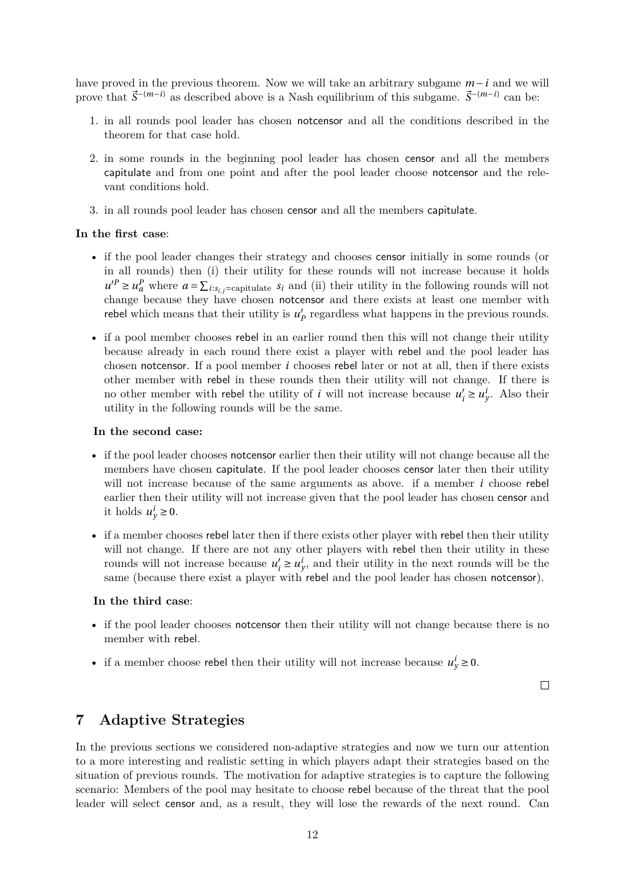have proved in the previous theorem. Now we will take an arbitrary subgame $m-i$ and we will prove that $\vec{S}^{-(m-i)}$ as described above is a Nash equilibrium of this subgame. $\vec{S}^{-(m-i)}$ can be:

1. in all rounds pool leader has chosen notcensor and all the conditions described in the theorem for that case hold.
2. in some rounds in the beginning pool leader has chosen censor and all the members capitulate and from one point and after the pool leader choose notcensor and the relevant conditions hold.
3. in all rounds pool leader has chosen censor and all the members capitulate.

**In the first case**:

- if the pool leader changes their strategy and chooses censor initially in some rounds (or in all rounds) then (i) their utility for these rounds will not increase because it holds $u'^{P} \geq u^{P}_{a}$ where $a = \sum_{i:s_{i,j}=\text{capitulate}} s_i$ and (ii) their utility in the following rounds will not change because they have chosen notcensor and there exists at least one member with rebel which means that their utility is $u'_{p}$ regardless what happens in the previous rounds.
- if a pool member chooses rebel in an earlier round then this will not change their utility because already in each round there exist a player with rebel and the pool leader has chosen notcensor. If a pool member $i$ chooses rebel later or not at all, then if there exists other member with rebel in these rounds then their utility will not change. If there is no other member with rebel the utility of $i$ will not increase because $u'_{i} \geq u^{i}_{y}$. Also their utility in the following rounds will be the same.

**In the second case:**

- if the pool leader chooses notcensor earlier then their utility will not change because all the members have chosen capitulate. If the pool leader chooses censor later then their utility will not increase because of the same arguments as above. if a member $i$ choose rebel earlier then their utility will not increase given that the pool leader has chosen censor and it holds $u^{i}_{y} \geq 0$.
- if a member chooses rebel later then if there exists other player with rebel then their utility will not change. If there are not any other players with rebel then their utility in these rounds will not increase because $u'_{i} \geq u^{i}_{y}$, and their utility in the next rounds will be the same (because there exist a player with rebel and the pool leader has chosen notcensor).

**In the third case**:

- if the pool leader chooses notcensor then their utility will not change because there is no member with rebel.
- if a member choose rebel then their utility will not increase because $u^{i}_{y} \geq 0$.

□

## 7 Adaptive Strategies

In the previous sections we considered non-adaptive strategies and now we turn our attention to a more interesting and realistic setting in which players adapt their strategies based on the situation of previous rounds. The motivation for adaptive strategies is to capture the following scenario: Members of the pool may hesitate to choose rebel because of the threat that the pool leader will select censor and, as a result, they will lose the rewards of the next round. Can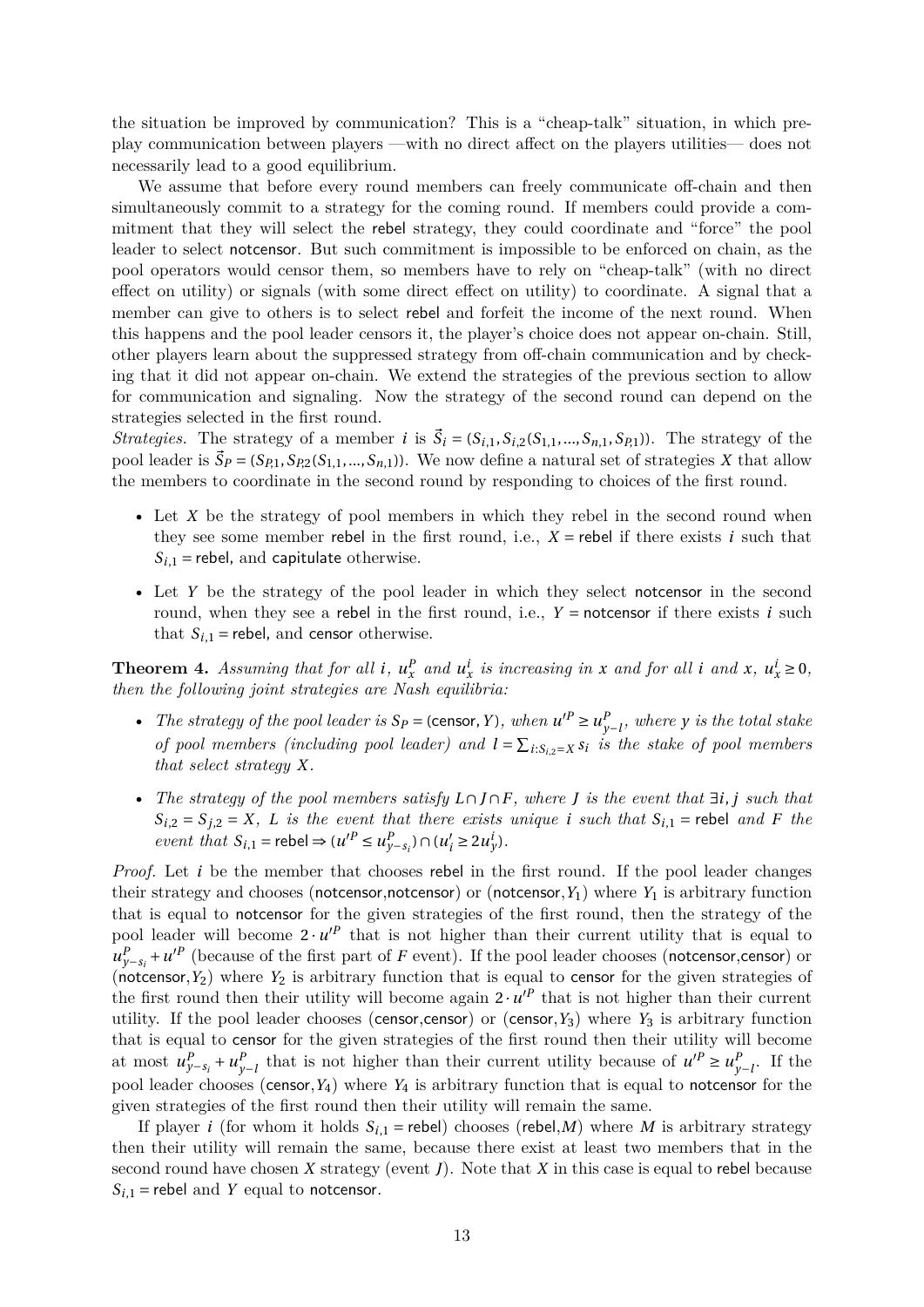the situation be improved by communication? This is a "cheap-talk" situation, in which pre-play communication between players —with no direct affect on the players utilities— does not necessarily lead to a good equilibrium.

We assume that before every round members can freely communicate off-chain and then simultaneously commit to a strategy for the coming round. If members could provide a commitment that they will select the rebel strategy, they could coordinate and "force" the pool leader to select notcensor. But such commitment is impossible to be enforced on chain, as the pool operators would censor them, so members have to rely on "cheap-talk" (with no direct effect on utility) or signals (with some direct effect on utility) to coordinate. A signal that a member can give to others is to select rebel and forfeit the income of the next round. When this happens and the pool leader censors it, the player's choice does not appear on-chain. Still, other players learn about the suppressed strategy from off-chain communication and by checking that it did not appear on-chain. We extend the strategies of the previous section to allow for communication and signaling. Now the strategy of the second round can depend on the strategies selected in the first round.

*Strategies.* The strategy of a member $i$ is $\vec{S}_i = (S_{i,1}, S_{i,2}(S_{1,1}, ..., S_{n,1}, S_{P,1}))$. The strategy of the pool leader is $\vec{S}_P = (S_{P,1}, S_{P,2}(S_{1,1}, ..., S_{n,1}))$. We now define a natural set of strategies $X$ that allow the members to coordinate in the second round by responding to choices of the first round.

- Let $X$ be the strategy of pool members in which they rebel in the second round when they see some member rebel in the first round, i.e., $X = \text{rebel}$ if there exists $i$ such that $S_{i,1} = \text{rebel}$, and capitulate otherwise.
- Let $Y$ be the strategy of the pool leader in which they select notcensor in the second round, when they see a rebel in the first round, i.e., $Y = \text{notcensor}$ if there exists $i$ such that $S_{i,1} = \text{rebel}$, and censor otherwise.

**Theorem 4.** *Assuming that for all $i$, $u_x^P$ and $u_x^i$ is increasing in $x$ and for all $i$ and $x$, $u_x^i \geq 0$, then the following joint strategies are Nash equilibria:*

- *The strategy of the pool leader is $S_P = (\text{censor}, Y)$, when $u'^P \geq u_{y-l}^P$, where $y$ is the total stake of pool members (including pool leader) and $l = \sum_{i:S_{i,2}=X} s_i$ is the stake of pool members that select strategy $X$.*
- *The strategy of the pool members satisfy $L \cap J \cap F$, where $J$ is the event that $\exists i, j$ such that $S_{i,2} = S_{j,2} = X$, $L$ is the event that there exists unique $i$ such that $S_{i,1} = \text{rebel}$ and $F$ the event that $S_{i,1} = \text{rebel} \Rightarrow (u'^P \leq u_{y-s_i}^P) \cap (u_i' \geq 2u_y^i)$.*

*Proof.* Let $i$ be the member that chooses rebel in the first round. If the pool leader changes their strategy and chooses (notcensor,notcensor) or (notcensor,$Y_1$) where $Y_1$ is arbitrary function that is equal to notcensor for the given strategies of the first round, then the strategy of the pool leader will become $2 \cdot u'^P$ that is not higher than their current utility that is equal to $u_{y-s_i}^P + u'^P$ (because of the first part of $F$ event). If the pool leader chooses (notcensor,censor) or (notcensor,$Y_2$) where $Y_2$ is arbitrary function that is equal to censor for the given strategies of the first round then their utility will become again $2 \cdot u'^P$ that is not higher than their current utility. If the pool leader chooses (censor,censor) or (censor,$Y_3$) where $Y_3$ is arbitrary function that is equal to censor for the given strategies of the first round then their utility will become at most $u_{y-s_i}^P + u_{y-l}^P$ that is not higher than their current utility because of $u'^P \geq u_{y-l}^P$. If the pool leader chooses (censor,$Y_4$) where $Y_4$ is arbitrary function that is equal to notcensor for the given strategies of the first round then their utility will remain the same.

If player $i$ (for whom it holds $S_{i,1} = \text{rebel}$) chooses (rebel,$M$) where $M$ is arbitrary strategy then their utility will remain the same, because there exist at least two members that in the second round have chosen $X$ strategy (event $J$). Note that $X$ in this case is equal to rebel because $S_{i,1} = \text{rebel}$ and $Y$ equal to notcensor.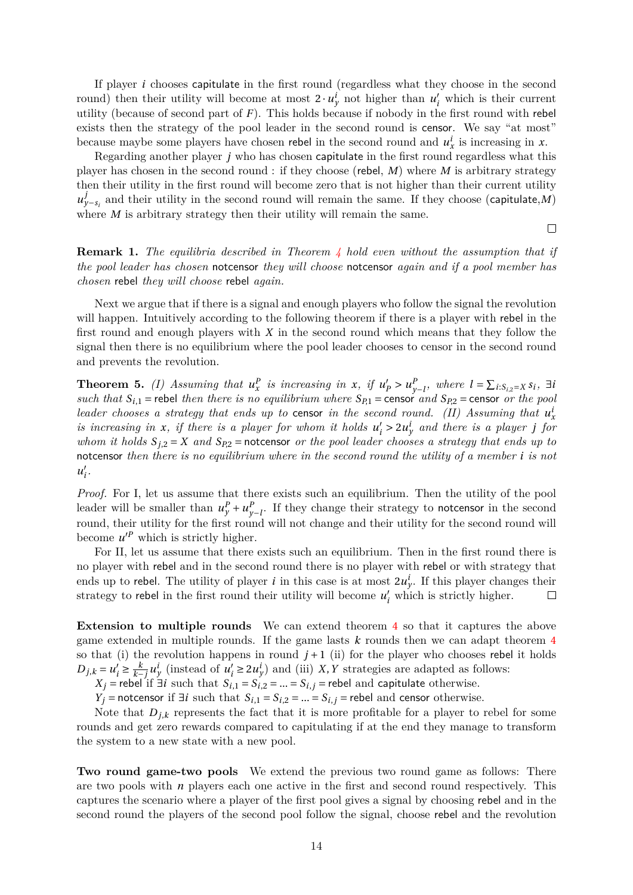If player $i$ chooses capitulate in the first round (regardless what they choose in the second round) then their utility will become at most $2 \cdot u^i_y$ not higher than $u'_i$ which is their current utility (because of second part of $F$). This holds because if nobody in the first round with rebel exists then the strategy of the pool leader in the second round is censor. We say "at most" because maybe some players have chosen rebel in the second round and $u^i_x$ is increasing in $x$.

Regarding another player $j$ who has chosen capitulate in the first round regardless what this player has chosen in the second round : if they choose (rebel, $M$) where $M$ is arbitrary strategy then their utility in the first round will become zero that is not higher than their current utility $u^j_{y-s_i}$ and their utility in the second round will remain the same. If they choose (capitulate,$M$) where $M$ is arbitrary strategy then their utility will remain the same.

□

**Remark 1.** *The equilibria described in Theorem 4 hold even without the assumption that if the pool leader has chosen* notcensor *they will choose* notcensor *again and if a pool member has chosen* rebel *they will choose* rebel *again.*

Next we argue that if there is a signal and enough players who follow the signal the revolution will happen. Intuitively according to the following theorem if there is a player with rebel in the first round and enough players with $X$ in the second round which means that they follow the signal then there is no equilibrium where the pool leader chooses to censor in the second round and prevents the revolution.

**Theorem 5.** *(I) Assuming that $u^P_x$ is increasing in $x$, if $u'_P > u^P_{y-l}$, where $l = \sum_{i:S_{i,2}=X} s_i$, $\exists i$ such that $S_{i,1} =$ rebel then there is no equilibrium where $S_{P,1} =$ censor and $S_{P,2} =$ censor or the pool leader chooses a strategy that ends up to* censor *in the second round. (II) Assuming that $u^i_x$ is increasing in $x$, if there is a player for whom it holds $u'_i > 2u^i_y$ and there is a player $j$ for whom it holds $S_{j,2} = X$ and $S_{P,2} =$ notcensor or the pool leader chooses a strategy that ends up to* notcensor *then there is no equilibrium where in the second round the utility of a member $i$ is not $u'_i$.*

*Proof.* For I, let us assume that there exists such an equilibrium. Then the utility of the pool leader will be smaller than $u^P_y + u^P_{y-l}$. If they change their strategy to notcensor in the second round, their utility for the first round will not change and their utility for the second round will become $u'^P$ which is strictly higher.

For II, let us assume that there exists such an equilibrium. Then in the first round there is no player with rebel and in the second round there is no player with rebel or with strategy that ends up to rebel. The utility of player $i$ in this case is at most $2u^i_y$. If this player changes their strategy to rebel in the first round their utility will become $u'_i$ which is strictly higher. □

**Extension to multiple rounds** We can extend theorem 4 so that it captures the above game extended in multiple rounds. If the game lasts $k$ rounds then we can adapt theorem 4 so that (i) the revolution happens in round $j+1$ (ii) for the player who chooses rebel it holds $D_{j,k} = u'_i \geq \frac{k}{k-j} u^i_y$ (instead of $u'_i \geq 2u^i_y$) and (iii) $X, Y$ strategies are adapted as follows:

$X_j =$ rebel if $\exists i$ such that $S_{i,1} = S_{i,2} = ... = S_{i,j} =$ rebel and capitulate otherwise.

$Y_j =$ notcensor if $\exists i$ such that $S_{i,1} = S_{i,2} = ... = S_{i,j} =$ rebel and censor otherwise.

Note that $D_{j,k}$ represents the fact that it is more profitable for a player to rebel for some rounds and get zero rewards compared to capitulating if at the end they manage to transform the system to a new state with a new pool.

**Two round game-two pools** We extend the previous two round game as follows: There are two pools with $n$ players each one active in the first and second round respectively. This captures the scenario where a player of the first pool gives a signal by choosing rebel and in the second round the players of the second pool follow the signal, choose rebel and the revolution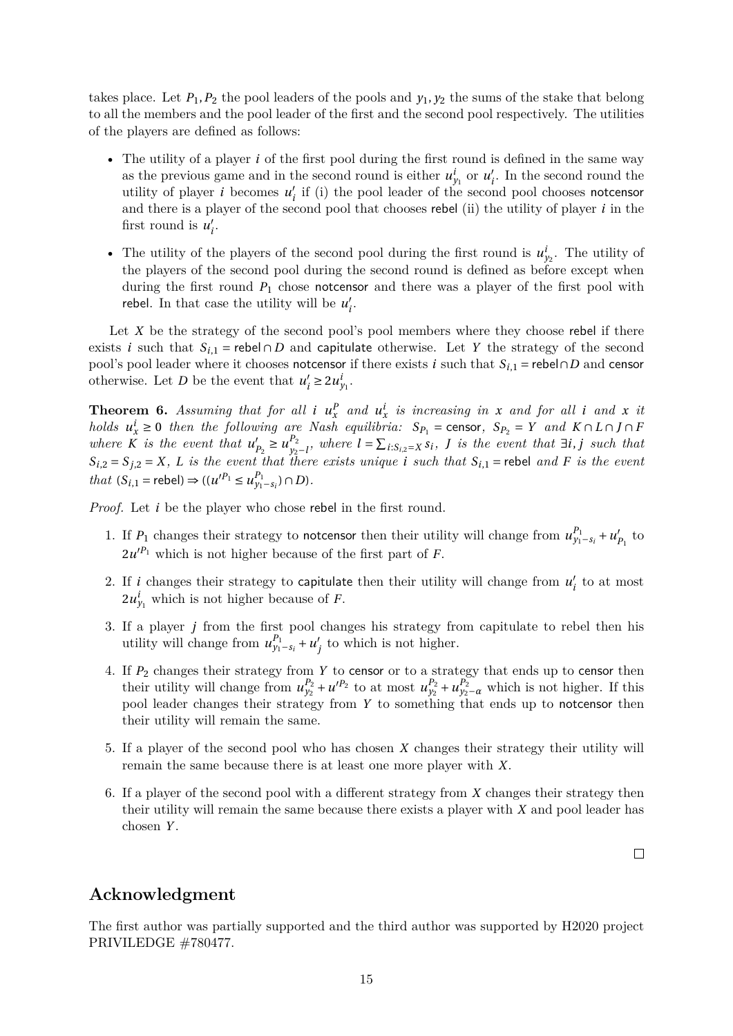takes place. Let $P_1, P_2$ the pool leaders of the pools and $y_1, y_2$ the sums of the stake that belong to all the members and the pool leader of the first and the second pool respectively. The utilities of the players are defined as follows:

- The utility of a player $i$ of the first pool during the first round is defined in the same way as the previous game and in the second round is either $u^i_{y_1}$ or $u'_i$. In the second round the utility of player $i$ becomes $u'_i$ if (i) the pool leader of the second pool chooses notcensor and there is a player of the second pool that chooses rebel (ii) the utility of player $i$ in the first round is $u'_i$.
- The utility of the players of the second pool during the first round is $u^i_{y_2}$. The utility of the players of the second pool during the second round is defined as before except when during the first round $P_1$ chose notcensor and there was a player of the first pool with rebel. In that case the utility will be $u'_i$.

Let $X$ be the strategy of the second pool's pool members where they choose rebel if there exists $i$ such that $S_{i,1} = \text{rebel} \cap D$ and capitulate otherwise. Let $Y$ the strategy of the second pool's pool leader where it chooses notcensor if there exists $i$ such that $S_{i1} = \text{rebel} \cap D$ and censor otherwise. Let $D$ be the event that $u'_i \geq 2u^i_{y_1}$.

**Theorem 6.** *Assuming that for all $i$ $u^P_x$ and $u^i_x$ is increasing in $x$ and for all $i$ and $x$ it holds $u^i_x \geq 0$ then the following are Nash equilibria: $S_{P_1} = \text{censor}$, $S_{P_2} = Y$ and $K \cap L \cap J \cap F$ where $K$ is the event that $u'_{P_2} \geq u^{P_2}_{y_2 - l}$, where $l = \sum_{i: S_{i,2} = X} s_i$, $J$ is the event that $\exists i, j$ such that $S_{i,2} = S_{j,2} = X$, $L$ is the event that there exists unique $i$ such that $S_{i,1} = \text{rebel}$ and $F$ is the event that $(S_{i,1} = \text{rebel}) \Rightarrow ((u'^{P_1} \leq u^{P_1}_{y_1 - s_i}) \cap D)$.*

*Proof.* Let $i$ be the player who chose rebel in the first round.

1. If $P_1$ changes their strategy to notcensor then their utility will change from $u^{P_1}_{y_1 - s_i} + u'_{P_1}$ to $2u'^{P_1}$ which is not higher because of the first part of $F$.
2. If $i$ changes their strategy to capitulate then their utility will change from $u'_i$ to at most $2u^i_{y_1}$ which is not higher because of $F$.
3. If a player $j$ from the first pool changes his strategy from capitulate to rebel then his utility will change from $u^{P_1}_{y_1 - s_i} + u'_j$ to which is not higher.
4. If $P_2$ changes their strategy from $Y$ to censor or to a strategy that ends up to censor then their utility will change from $u^{P_2}_{y_2} + u'^{P_2}$ to at most $u^{P_2}_{y_2} + u^{P_2}_{y_2 - \alpha}$ which is not higher. If this pool leader changes their strategy from $Y$ to something that ends up to notcensor then their utility will remain the same.
5. If a player of the second pool who has chosen $X$ changes their strategy their utility will remain the same because there is at least one more player with $X$.
6. If a player of the second pool with a different strategy from $X$ changes their strategy then their utility will remain the same because there exists a player with $X$ and pool leader has chosen $Y$.

□

## Acknowledgment

The first author was partially supported and the third author was supported by H2020 project PRIVILEDGE #780477.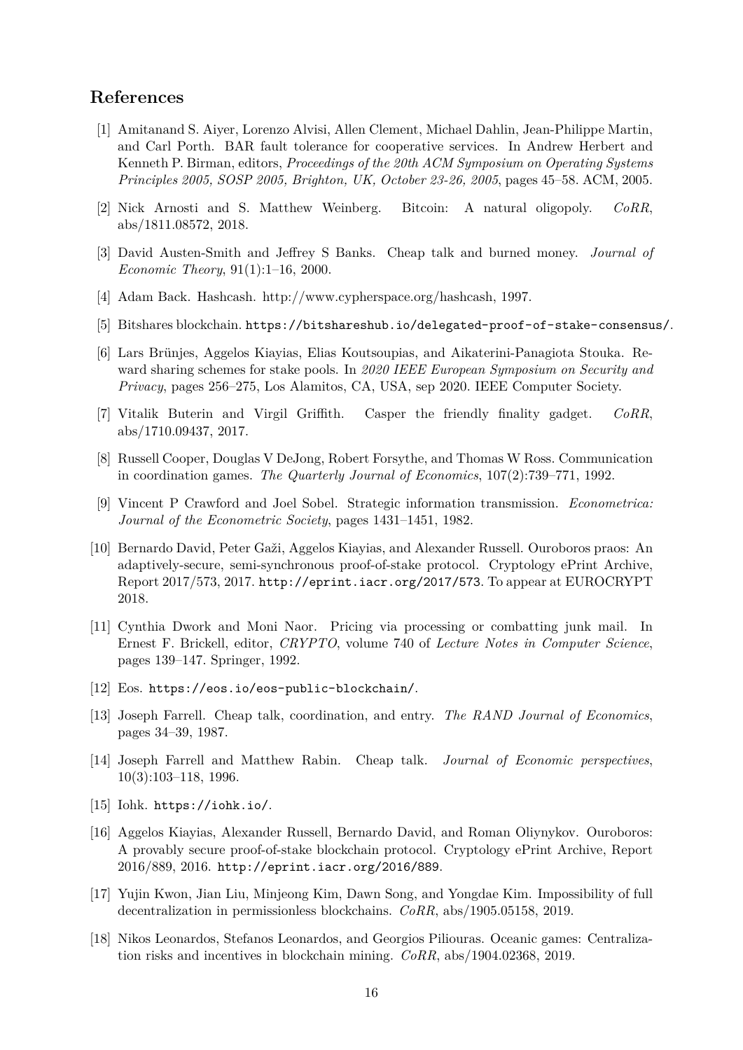## References

[1] Amitanand S. Aiyer, Lorenzo Alvisi, Allen Clement, Michael Dahlin, Jean-Philippe Martin, and Carl Porth. BAR fault tolerance for cooperative services. In Andrew Herbert and Kenneth P. Birman, editors, *Proceedings of the 20th ACM Symposium on Operating Systems Principles 2005, SOSP 2005, Brighton, UK, October 23-26, 2005*, pages 45–58. ACM, 2005.

[2] Nick Arnosti and S. Matthew Weinberg. Bitcoin: A natural oligopoly. *CoRR*, abs/1811.08572, 2018.

[3] David Austen-Smith and Jeffrey S Banks. Cheap talk and burned money. *Journal of Economic Theory*, 91(1):1–16, 2000.

[4] Adam Back. Hashcash. http://www.cypherspace.org/hashcash, 1997.

[5] Bitshares blockchain. `https://bitshareshub.io/delegated-proof-of-stake-consensus/`.

[6] Lars Brünjes, Aggelos Kiayias, Elias Koutsoupias, and Aikaterini-Panagiota Stouka. Reward sharing schemes for stake pools. In *2020 IEEE European Symposium on Security and Privacy*, pages 256–275, Los Alamitos, CA, USA, sep 2020. IEEE Computer Society.

[7] Vitalik Buterin and Virgil Griffith. Casper the friendly finality gadget. *CoRR*, abs/1710.09437, 2017.

[8] Russell Cooper, Douglas V DeJong, Robert Forsythe, and Thomas W Ross. Communication in coordination games. *The Quarterly Journal of Economics*, 107(2):739–771, 1992.

[9] Vincent P Crawford and Joel Sobel. Strategic information transmission. *Econometrica: Journal of the Econometric Society*, pages 1431–1451, 1982.

[10] Bernardo David, Peter Gaži, Aggelos Kiayias, and Alexander Russell. Ouroboros praos: An adaptively-secure, semi-synchronous proof-of-stake protocol. Cryptology ePrint Archive, Report 2017/573, 2017. `http://eprint.iacr.org/2017/573`. To appear at EUROCRYPT 2018.

[11] Cynthia Dwork and Moni Naor. Pricing via processing or combatting junk mail. In Ernest F. Brickell, editor, *CRYPTO*, volume 740 of *Lecture Notes in Computer Science*, pages 139–147. Springer, 1992.

[12] Eos. `https://eos.io/eos-public-blockchain/`.

[13] Joseph Farrell. Cheap talk, coordination, and entry. *The RAND Journal of Economics*, pages 34–39, 1987.

[14] Joseph Farrell and Matthew Rabin. Cheap talk. *Journal of Economic perspectives*, 10(3):103–118, 1996.

[15] Iohk. `https://iohk.io/`.

[16] Aggelos Kiayias, Alexander Russell, Bernardo David, and Roman Oliynykov. Ouroboros: A provably secure proof-of-stake blockchain protocol. Cryptology ePrint Archive, Report 2016/889, 2016. `http://eprint.iacr.org/2016/889`.

[17] Yujin Kwon, Jian Liu, Minjeong Kim, Dawn Song, and Yongdae Kim. Impossibility of full decentralization in permissionless blockchains. *CoRR*, abs/1905.05158, 2019.

[18] Nikos Leonardos, Stefanos Leonardos, and Georgios Piliouras. Oceanic games: Centralization risks and incentives in blockchain mining. *CoRR*, abs/1904.02368, 2019.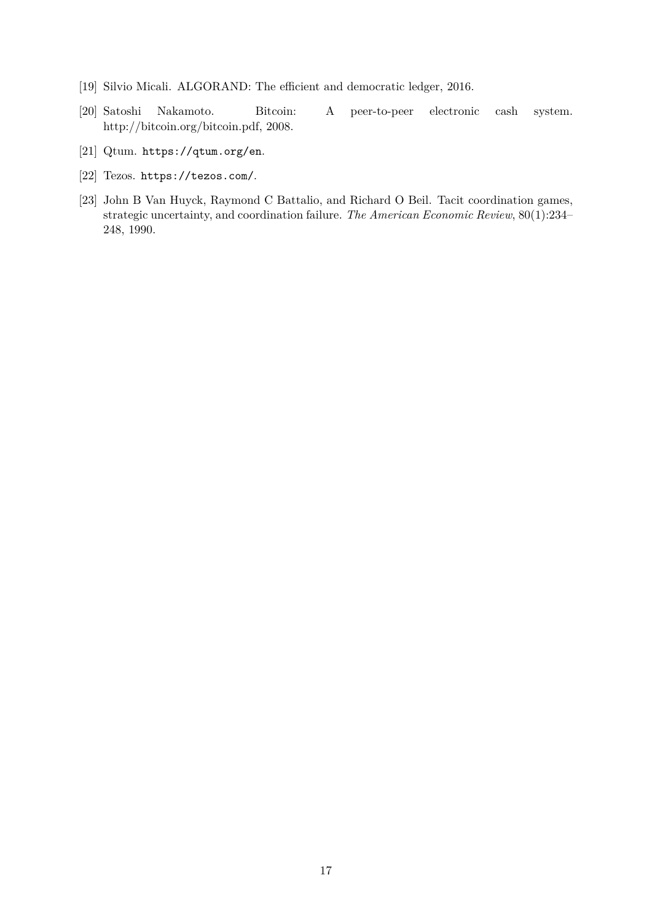[19] Silvio Micali. ALGORAND: The efficient and democratic ledger, 2016.

[20] Satoshi Nakamoto. Bitcoin: A peer-to-peer electronic cash system. http://bitcoin.org/bitcoin.pdf, 2008.

[21] Qtum. https://qtum.org/en.

[22] Tezos. https://tezos.com/.

[23] John B Van Huyck, Raymond C Battalio, and Richard O Beil. Tacit coordination games, strategic uncertainty, and coordination failure. *The American Economic Review*, 80(1):234–248, 1990.